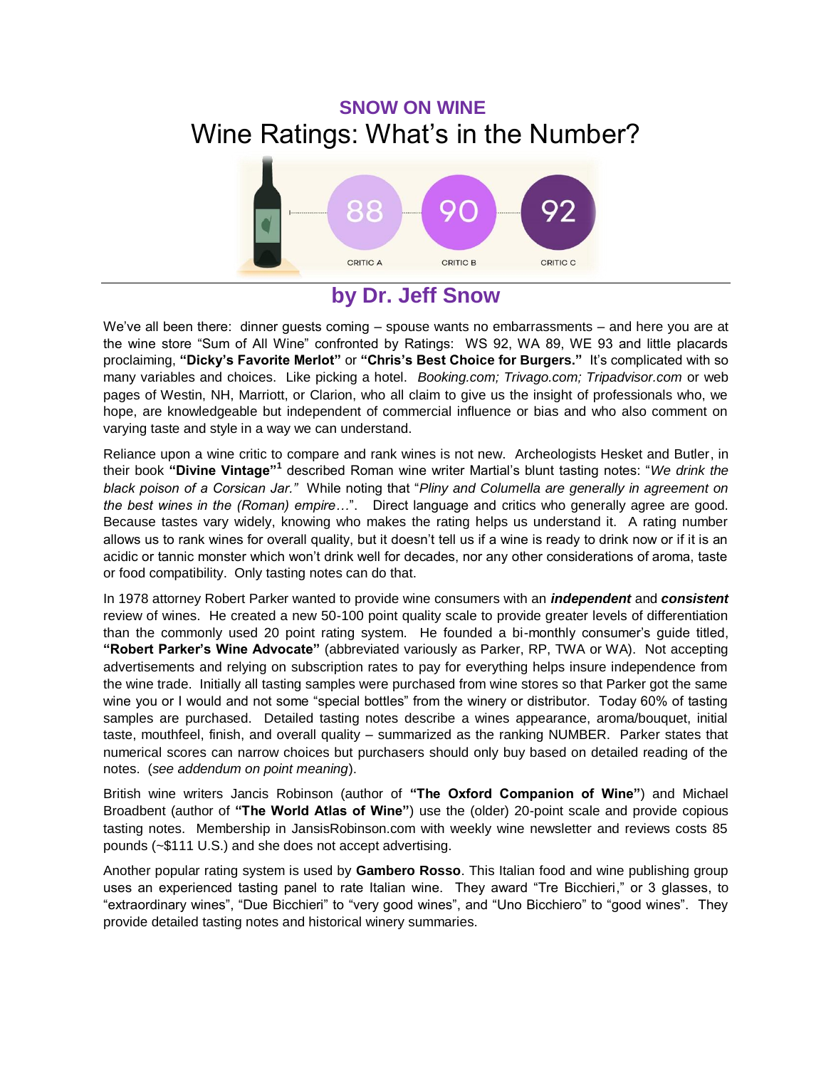## SNOW ON WINE

# Wine Ratings: What's in the Number?

88 CRITIC A — 90 CRITIC B — 92 CRITIC C

## by Dr. Jeff Snow

We've all been there: dinner guests coming – spouse wants no embarrassments – and here you are at the wine store "Sum of All Wine" confronted by Ratings: WS 92, WA 89, WE 93 and little placards proclaiming, **"Dicky's Favorite Merlot"** or **"Chris's Best Choice for Burgers."** It's complicated with so many variables and choices. Like picking a hotel. *Booking.com; Trivago.com; Tripadvisor.com* or web pages of Westin, NH, Marriott, or Clarion, who all claim to give us the insight of professionals who, we hope, are knowledgeable but independent of commercial influence or bias and who also comment on varying taste and style in a way we can understand.

Reliance upon a wine critic to compare and rank wines is not new. Archeologists Hesket and Butler, in their book **"Divine Vintage"**[1] described Roman wine writer Martial's blunt tasting notes: "*We drink the black poison of a Corsican Jar."* While noting that "*Pliny and Columella are generally in agreement on the best wines in the (Roman) empire…*". Direct language and critics who generally agree are good. Because tastes vary widely, knowing who makes the rating helps us understand it. A rating number allows us to rank wines for overall quality, but it doesn't tell us if a wine is ready to drink now or if it is an acidic or tannic monster which won't drink well for decades, nor any other considerations of aroma, taste or food compatibility. Only tasting notes can do that.

In 1978 attorney Robert Parker wanted to provide wine consumers with an ***independent*** and ***consistent*** review of wines. He created a new 50-100 point quality scale to provide greater levels of differentiation than the commonly used 20 point rating system. He founded a bi-monthly consumer's guide titled, **"Robert Parker's Wine Advocate"** (abbreviated variously as Parker, RP, TWA or WA). Not accepting advertisements and relying on subscription rates to pay for everything helps insure independence from the wine trade. Initially all tasting samples were purchased from wine stores so that Parker got the same wine you or I would and not some "special bottles" from the winery or distributor. Today 60% of tasting samples are purchased. Detailed tasting notes describe a wines appearance, aroma/bouquet, initial taste, mouthfeel, finish, and overall quality – summarized as the ranking NUMBER. Parker states that numerical scores can narrow choices but purchasers should only buy based on detailed reading of the notes. (*see addendum on point meaning*).

British wine writers Jancis Robinson (author of **"The Oxford Companion of Wine"**) and Michael Broadbent (author of **"The World Atlas of Wine"**) use the (older) 20-point scale and provide copious tasting notes. Membership in JansisRobinson.com with weekly wine newsletter and reviews costs 85 pounds (~$111 U.S.) and she does not accept advertising.

Another popular rating system is used by **Gambero Rosso**. This Italian food and wine publishing group uses an experienced tasting panel to rate Italian wine. They award "Tre Bicchieri," or 3 glasses, to "extraordinary wines", "Due Bicchieri" to "very good wines", and "Uno Bicchiero" to "good wines". They provide detailed tasting notes and historical winery summaries.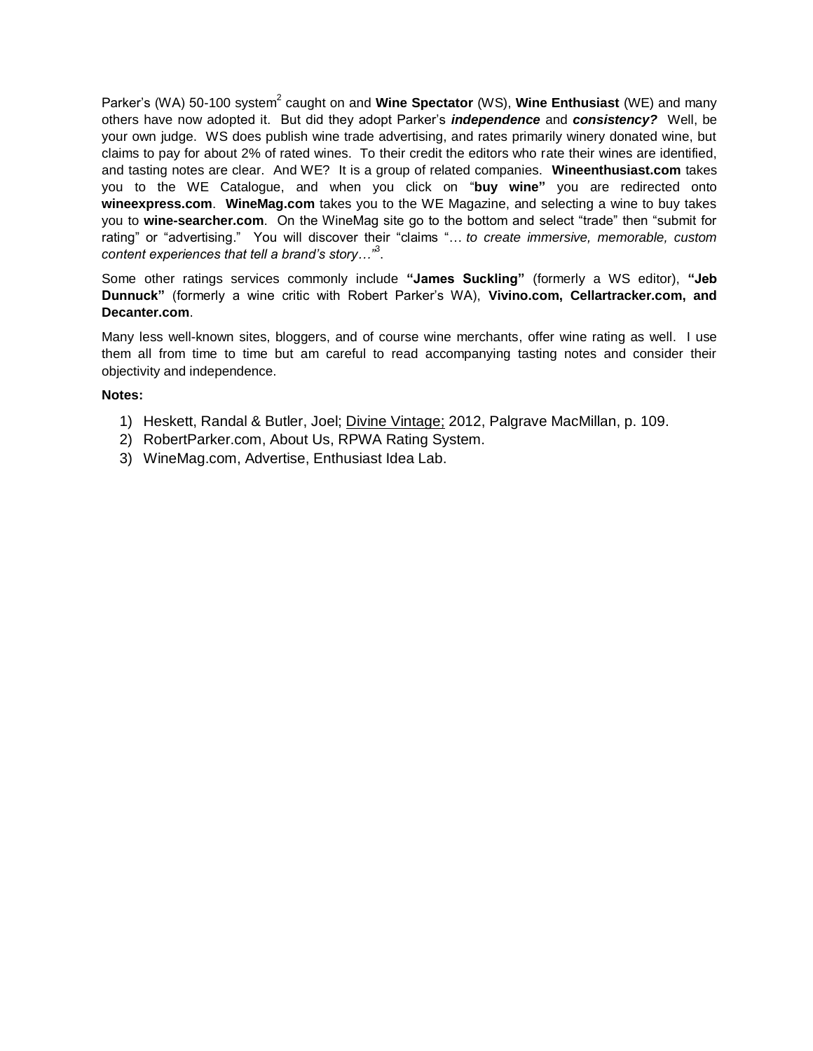Parker's (WA) 50-100 system[2] caught on and **Wine Spectator** (WS), **Wine Enthusiast** (WE) and many others have now adopted it. But did they adopt Parker's ***independence*** and ***consistency?*** Well, be your own judge. WS does publish wine trade advertising, and rates primarily winery donated wine, but claims to pay for about 2% of rated wines. To their credit the editors who rate their wines are identified, and tasting notes are clear. And WE? It is a group of related companies. **Wineenthusiast.com** takes you to the WE Catalogue, and when you click on "**buy wine"** you are redirected onto **wineexpress.com**. **WineMag.com** takes you to the WE Magazine, and selecting a wine to buy takes you to **wine-searcher.com**. On the WineMag site go to the bottom and select "trade" then "submit for rating" or "advertising." You will discover their "claims "… *to create immersive, memorable, custom content experiences that tell a brand's story…"*[3].

Some other ratings services commonly include **"James Suckling"** (formerly a WS editor), **"Jeb Dunnuck"** (formerly a wine critic with Robert Parker's WA), **Vivino.com, Cellartracker.com, and Decanter.com**.

Many less well-known sites, bloggers, and of course wine merchants, offer wine rating as well. I use them all from time to time but am careful to read accompanying tasting notes and consider their objectivity and independence.

**Notes:**

1) Heskett, Randal & Butler, Joel; Divine Vintage; 2012, Palgrave MacMillan, p. 109.
2) RobertParker.com, About Us, RPWA Rating System.
3) WineMag.com, Advertise, Enthusiast Idea Lab.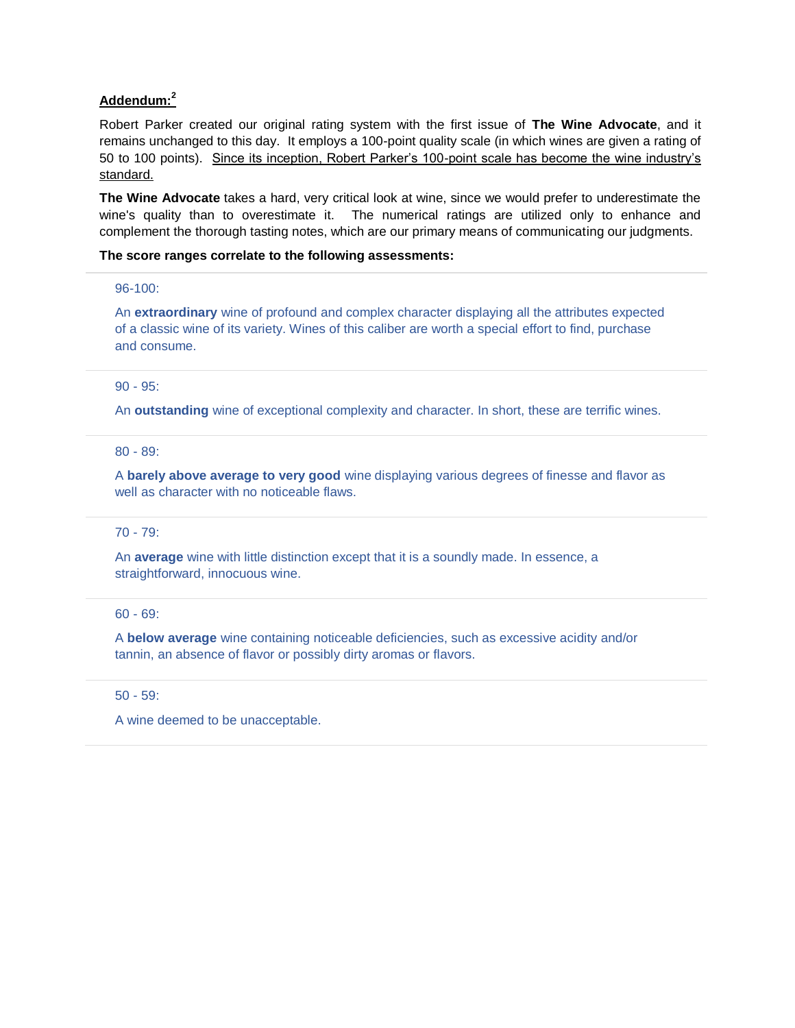**Addendum:[2]**

Robert Parker created our original rating system with the first issue of **The Wine Advocate**, and it remains unchanged to this day. It employs a 100-point quality scale (in which wines are given a rating of 50 to 100 points). Since its inception, Robert Parker's 100-point scale has become the wine industry's standard.

**The Wine Advocate** takes a hard, very critical look at wine, since we would prefer to underestimate the wine's quality than to overestimate it. The numerical ratings are utilized only to enhance and complement the thorough tasting notes, which are our primary means of communicating our judgments.

**The score ranges correlate to the following assessments:**

96-100:

An **extraordinary** wine of profound and complex character displaying all the attributes expected of a classic wine of its variety. Wines of this caliber are worth a special effort to find, purchase and consume.

90 - 95:

An **outstanding** wine of exceptional complexity and character. In short, these are terrific wines.

80 - 89:

A **barely above average to very good** wine displaying various degrees of finesse and flavor as well as character with no noticeable flaws.

70 - 79:

An **average** wine with little distinction except that it is a soundly made. In essence, a straightforward, innocuous wine.

60 - 69:

A **below average** wine containing noticeable deficiencies, such as excessive acidity and/or tannin, an absence of flavor or possibly dirty aromas or flavors.

50 - 59:

A wine deemed to be unacceptable.